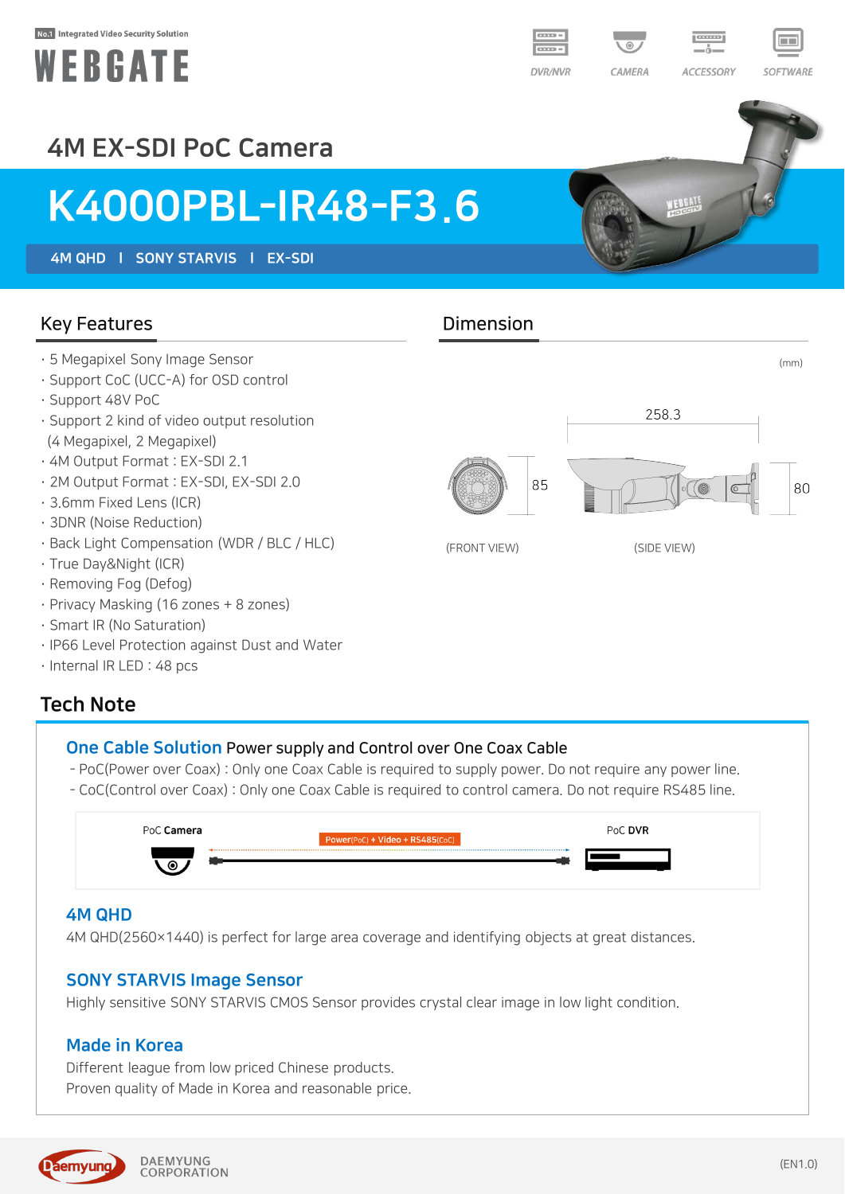No.1 Integrated Video Security Solution

WEBGATE

DVR/NVR | CAMERA | ACCESSORY | SOFTWARE

# 4M EX-SDI PoC Camera

# K4000PBL-IR48-F3.6

**4M QHD | SONY STARVIS | EX-SDI**

## Key Features

- 5 Megapixel Sony Image Sensor
- Support CoC (UCC-A) for OSD control
- Support 48V PoC
- Support 2 kind of video output resolution (4 Megapixel, 2 Megapixel)
- 4M Output Format : EX-SDI 2.1
- 2M Output Format : EX-SDI, EX-SDI 2.0
- 3.6mm Fixed Lens (ICR)
- 3DNR (Noise Reduction)
- Back Light Compensation (WDR / BLC / HLC)
- True Day&Night (ICR)
- Removing Fog (Defog)
- Privacy Masking (16 zones + 8 zones)
- Smart IR (No Saturation)
- IP66 Level Protection against Dust and Water
- Internal IR LED : 48 pcs

## Dimension

(mm)

85 (FRONT VIEW)

258.3, 80 (SIDE VIEW)

## Tech Note

### One Cable Solution Power supply and Control over One Coax Cable

- PoC(Power over Coax) : Only one Coax Cable is required to supply power. Do not require any power line.
- CoC(Control over Coax) : Only one Coax Cable is required to control camera. Do not require RS485 line.

PoC Camera — Power(PoC) + Video + RS485(CoC) — PoC DVR

### 4M QHD

4M QHD(2560×1440) is perfect for large area coverage and identifying objects at great distances.

### SONY STARVIS Image Sensor

Highly sensitive SONY STARVIS CMOS Sensor provides crystal clear image in low light condition.

### Made in Korea

Different league from low priced Chinese products.
Proven quality of Made in Korea and reasonable price.

Daemyung DAEMYUNG CORPORATION

(EN1.0)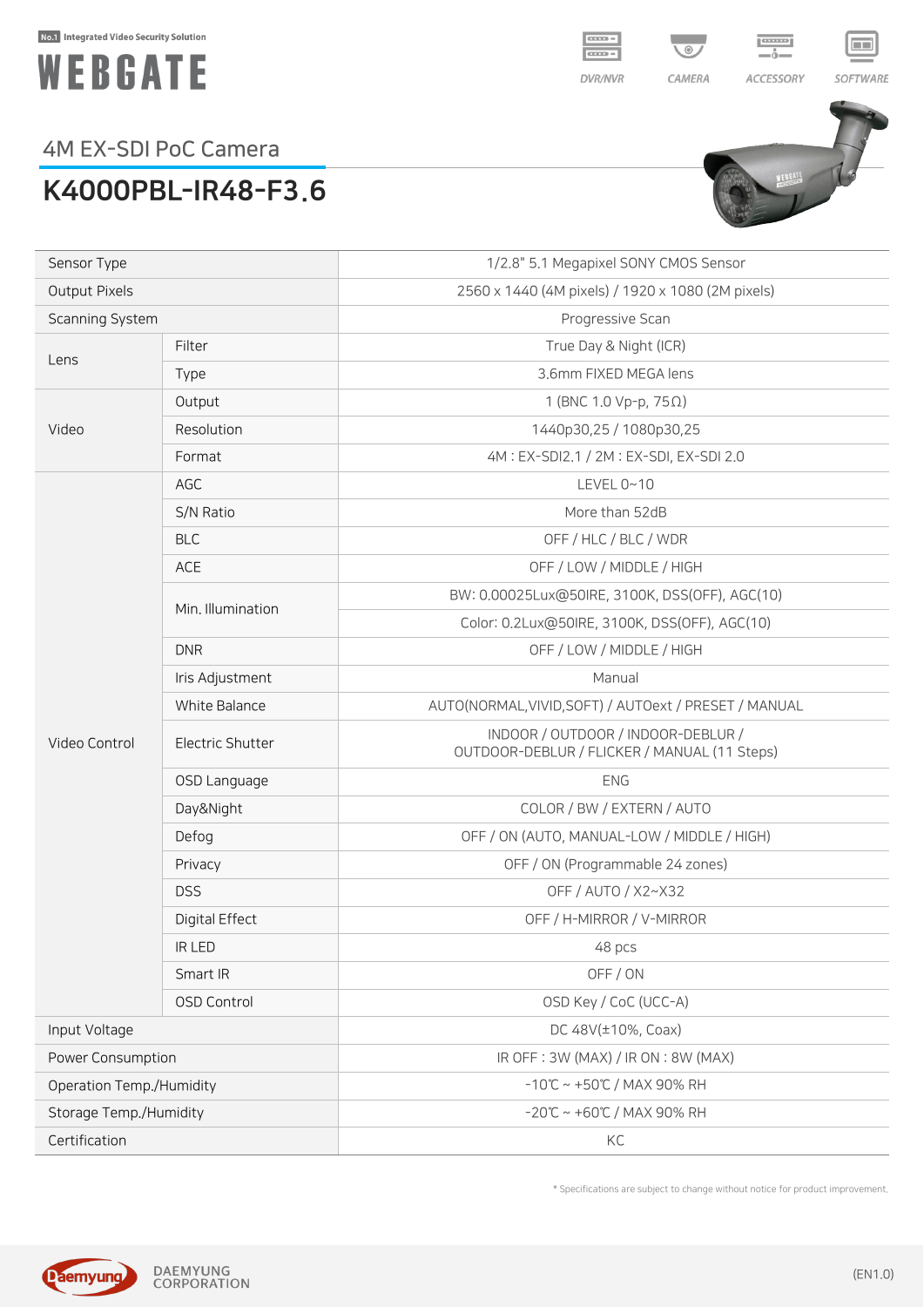No.1 Integrated Video Security Solution

# WEBGATE

DVR/NVR CAMERA ACCESSORY SOFTWARE

## 4M EX-SDI PoC Camera

# K4000PBL-IR48-F3.6

| | | |
|---|---|---|
| Sensor Type | | 1/2.8" 5.1 Megapixel SONY CMOS Sensor |
| Output Pixels | | 2560 x 1440 (4M pixels) / 1920 x 1080 (2M pixels) |
| Scanning System | | Progressive Scan |
| Lens | Filter | True Day & Night (ICR) |
| | Type | 3.6mm FIXED MEGA lens |
| Video | Output | 1 (BNC 1.0 Vp-p, 75Ω) |
| | Resolution | 1440p30,25 / 1080p30,25 |
| | Format | 4M : EX-SDI2.1 / 2M : EX-SDI, EX-SDI 2.0 |
| Video Control | AGC | LEVEL 0~10 |
| | S/N Ratio | More than 52dB |
| | BLC | OFF / HLC / BLC / WDR |
| | ACE | OFF / LOW / MIDDLE / HIGH |
| | Min. Illumination | BW: 0.00025Lux@50IRE, 3100K, DSS(OFF), AGC(10) |
| | | Color: 0.2Lux@50IRE, 3100K, DSS(OFF), AGC(10) |
| | DNR | OFF / LOW / MIDDLE / HIGH |
| | Iris Adjustment | Manual |
| | White Balance | AUTO(NORMAL,VIVID,SOFT) / AUTOext / PRESET / MANUAL |
| | Electric Shutter | INDOOR / OUTDOOR / INDOOR-DEBLUR / OUTDOOR-DEBLUR / FLICKER / MANUAL (11 Steps) |
| | OSD Language | ENG |
| | Day&Night | COLOR / BW / EXTERN / AUTO |
| | Defog | OFF / ON (AUTO, MANUAL-LOW / MIDDLE / HIGH) |
| | Privacy | OFF / ON (Programmable 24 zones) |
| | DSS | OFF / AUTO / X2~X32 |
| | Digital Effect | OFF / H-MIRROR / V-MIRROR |
| | IR LED | 48 pcs |
| | Smart IR | OFF / ON |
| | OSD Control | OSD Key / CoC (UCC-A) |
| Input Voltage | | DC 48V(±10%, Coax) |
| Power Consumption | | IR OFF : 3W (MAX) / IR ON : 8W (MAX) |
| Operation Temp./Humidity | | -10℃ ~ +50℃ / MAX 90% RH |
| Storage Temp./Humidity | | -20℃ ~ +60℃ / MAX 90% RH |
| Certification | | KC |

* Specifications are subject to change without notice for product improvement.

Daemyung DAEMYUNG CORPORATION

(EN1.0)